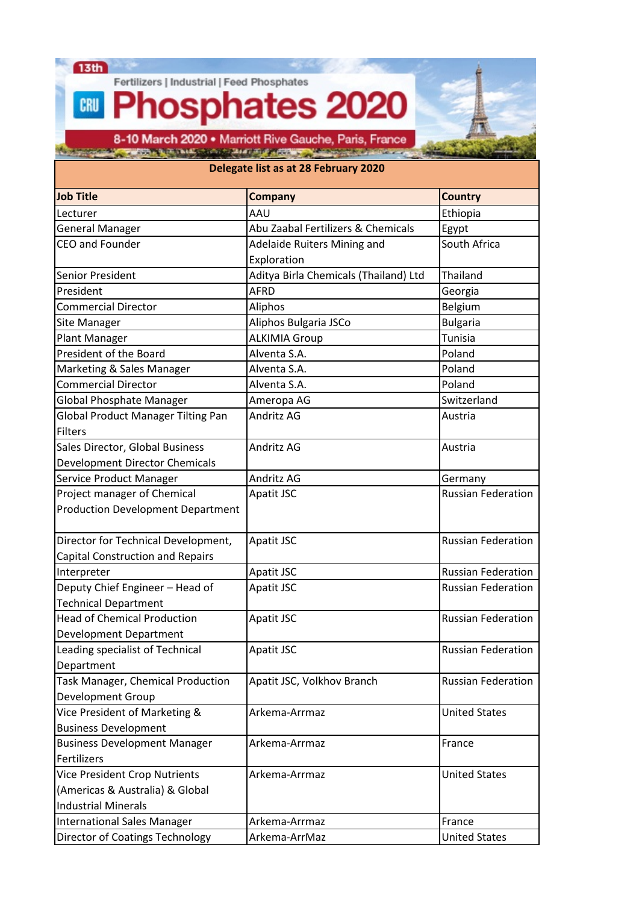13th

Fertilizers | Industrial | Feed Phosphates

# CRU Phosphates 2020

8-10 March 2020 • Marriott Rive Gauche, Paris, France

**Delegate list as at 28 February 2020**

| Job Title | Company | Country |
|---|---|---|
| Lecturer | AAU | Ethiopia |
| General Manager | Abu Zaabal Fertilizers & Chemicals | Egypt |
| CEO and Founder | Adelaide Ruiters Mining and Exploration | South Africa |
| Senior President | Aditya Birla Chemicals (Thailand) Ltd | Thailand |
| President | AFRD | Georgia |
| Commercial Director | Aliphos | Belgium |
| Site Manager | Aliphos Bulgaria JSCo | Bulgaria |
| Plant Manager | ALKIMIA Group | Tunisia |
| President of the Board | Alventa S.A. | Poland |
| Marketing & Sales Manager | Alventa S.A. | Poland |
| Commercial Director | Alventa S.A. | Poland |
| Global Phosphate Manager | Ameropa AG | Switzerland |
| Global Product Manager Tilting Pan Filters | Andritz AG | Austria |
| Sales Director, Global Business Development Director Chemicals | Andritz AG | Austria |
| Service Product Manager | Andritz AG | Germany |
| Project manager of Chemical Production Development Department | Apatit JSC | Russian Federation |
| Director for Technical Development, Capital Construction and Repairs | Apatit JSC | Russian Federation |
| Interpreter | Apatit JSC | Russian Federation |
| Deputy Chief Engineer – Head of Technical Department | Apatit JSC | Russian Federation |
| Head of Chemical Production Development Department | Apatit JSC | Russian Federation |
| Leading specialist of Technical Department | Apatit JSC | Russian Federation |
| Task Manager, Chemical Production Development Group | Apatit JSC, Volkhov Branch | Russian Federation |
| Vice President of Marketing & Business Development | Arkema-Arrmaz | United States |
| Business Development Manager Fertilizers | Arkema-Arrmaz | France |
| Vice President Crop Nutrients (Americas & Australia) & Global Industrial Minerals | Arkema-Arrmaz | United States |
| International Sales Manager | Arkema-Arrmaz | France |
| Director of Coatings Technology | Arkema-ArrMaz | United States |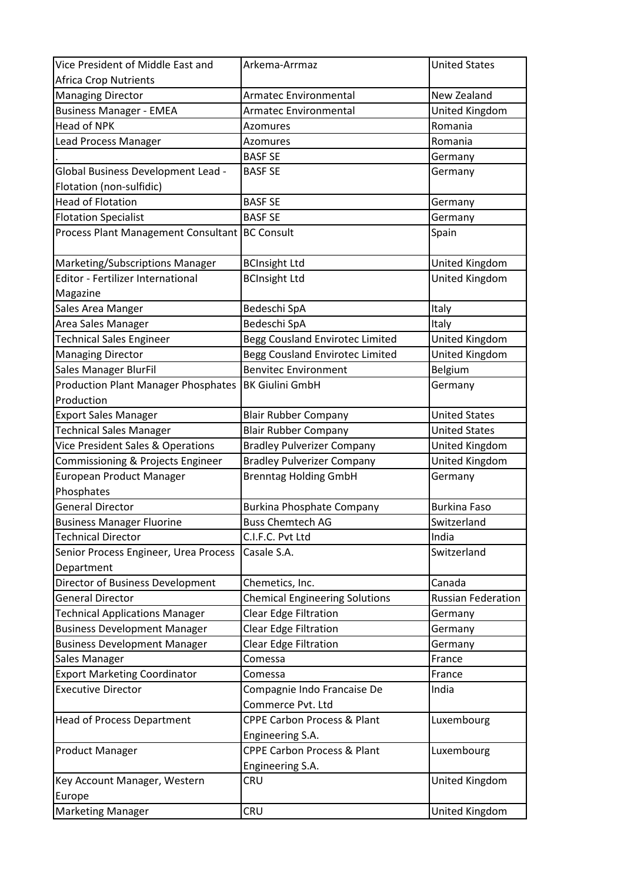| Vice President of Middle East and Africa Crop Nutrients | Arkema-Arrmaz | United States |
|---|---|---|
| Managing Director | Armatec Environmental | New Zealand |
| Business Manager - EMEA | Armatec Environmental | United Kingdom |
| Head of NPK | Azomures | Romania |
| Lead Process Manager | Azomures | Romania |
| . | BASF SE | Germany |
| Global Business Development Lead - Flotation (non-sulfidic) | BASF SE | Germany |
| Head of Flotation | BASF SE | Germany |
| Flotation Specialist | BASF SE | Germany |
| Process Plant Management Consultant | BC Consult | Spain |
| Marketing/Subscriptions Manager | BCInsight Ltd | United Kingdom |
| Editor - Fertilizer International Magazine | BCInsight Ltd | United Kingdom |
| Sales Area Manger | Bedeschi SpA | Italy |
| Area Sales Manager | Bedeschi SpA | Italy |
| Technical Sales Engineer | Begg Cousland Envirotec Limited | United Kingdom |
| Managing Director | Begg Cousland Envirotec Limited | United Kingdom |
| Sales Manager BlurFil | Benvitec Environment | Belgium |
| Production Plant Manager Phosphates Production | BK Giulini GmbH | Germany |
| Export Sales Manager | Blair Rubber Company | United States |
| Technical Sales Manager | Blair Rubber Company | United States |
| Vice President Sales & Operations | Bradley Pulverizer Company | United Kingdom |
| Commissioning & Projects Engineer | Bradley Pulverizer Company | United Kingdom |
| European Product Manager Phosphates | Brenntag Holding GmbH | Germany |
| General Director | Burkina Phosphate Company | Burkina Faso |
| Business Manager Fluorine | Buss Chemtech AG | Switzerland |
| Technical Director | C.I.F.C. Pvt Ltd | India |
| Senior Process Engineer, Urea Process Department | Casale S.A. | Switzerland |
| Director of Business Development | Chemetics, Inc. | Canada |
| General Director | Chemical Engineering Solutions | Russian Federation |
| Technical Applications Manager | Clear Edge Filtration | Germany |
| Business Development Manager | Clear Edge Filtration | Germany |
| Business Development Manager | Clear Edge Filtration | Germany |
| Sales Manager | Comessa | France |
| Export Marketing Coordinator | Comessa | France |
| Executive Director | Compagnie Indo Francaise De Commerce Pvt. Ltd | India |
| Head of Process Department | CPPE Carbon Process & Plant Engineering S.A. | Luxembourg |
| Product Manager | CPPE Carbon Process & Plant Engineering S.A. | Luxembourg |
| Key Account Manager, Western Europe | CRU | United Kingdom |
| Marketing Manager | CRU | United Kingdom |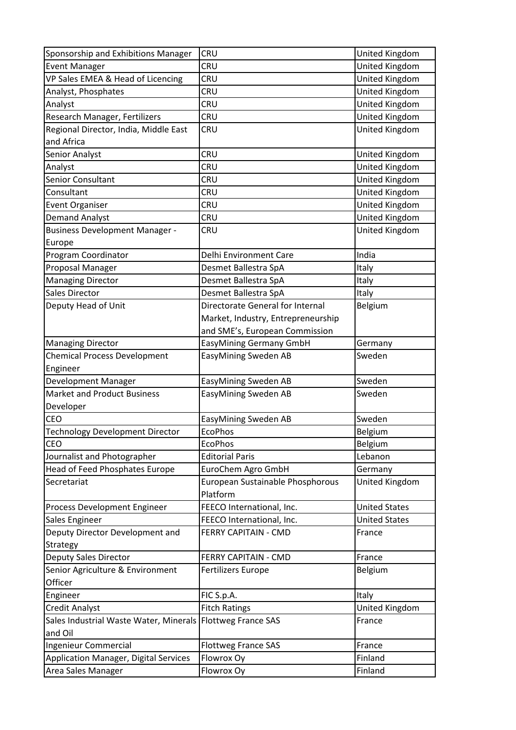| | | |
|---|---|---|
| Sponsorship and Exhibitions Manager | CRU | United Kingdom |
| Event Manager | CRU | United Kingdom |
| VP Sales EMEA & Head of Licencing | CRU | United Kingdom |
| Analyst, Phosphates | CRU | United Kingdom |
| Analyst | CRU | United Kingdom |
| Research Manager, Fertilizers | CRU | United Kingdom |
| Regional Director, India, Middle East and Africa | CRU | United Kingdom |
| Senior Analyst | CRU | United Kingdom |
| Analyst | CRU | United Kingdom |
| Senior Consultant | CRU | United Kingdom |
| Consultant | CRU | United Kingdom |
| Event Organiser | CRU | United Kingdom |
| Demand Analyst | CRU | United Kingdom |
| Business Development Manager - Europe | CRU | United Kingdom |
| Program Coordinator | Delhi Environment Care | India |
| Proposal Manager | Desmet Ballestra SpA | Italy |
| Managing Director | Desmet Ballestra SpA | Italy |
| Sales Director | Desmet Ballestra SpA | Italy |
| Deputy Head of Unit | Directorate General for Internal Market, Industry, Entrepreneurship and SME's, European Commission | Belgium |
| Managing Director | EasyMining Germany GmbH | Germany |
| Chemical Process Development Engineer | EasyMining Sweden AB | Sweden |
| Development Manager | EasyMining Sweden AB | Sweden |
| Market and Product Business Developer | EasyMining Sweden AB | Sweden |
| CEO | EasyMining Sweden AB | Sweden |
| Technology Development Director | EcoPhos | Belgium |
| CEO | EcoPhos | Belgium |
| Journalist and Photographer | Editorial Paris | Lebanon |
| Head of Feed Phosphates Europe | EuroChem Agro GmbH | Germany |
| Secretariat | European Sustainable Phosphorous Platform | United Kingdom |
| Process Development Engineer | FEECO International, Inc. | United States |
| Sales Engineer | FEECO International, Inc. | United States |
| Deputy Director Development and Strategy | FERRY CAPITAIN - CMD | France |
| Deputy Sales Director | FERRY CAPITAIN - CMD | France |
| Senior Agriculture & Environment Officer | Fertilizers Europe | Belgium |
| Engineer | FIC S.p.A. | Italy |
| Credit Analyst | Fitch Ratings | United Kingdom |
| Sales Industrial Waste Water, Minerals and Oil | Flottweg France SAS | France |
| Ingenieur Commercial | Flottweg France SAS | France |
| Application Manager, Digital Services | Flowrox Oy | Finland |
| Area Sales Manager | Flowrox Oy | Finland |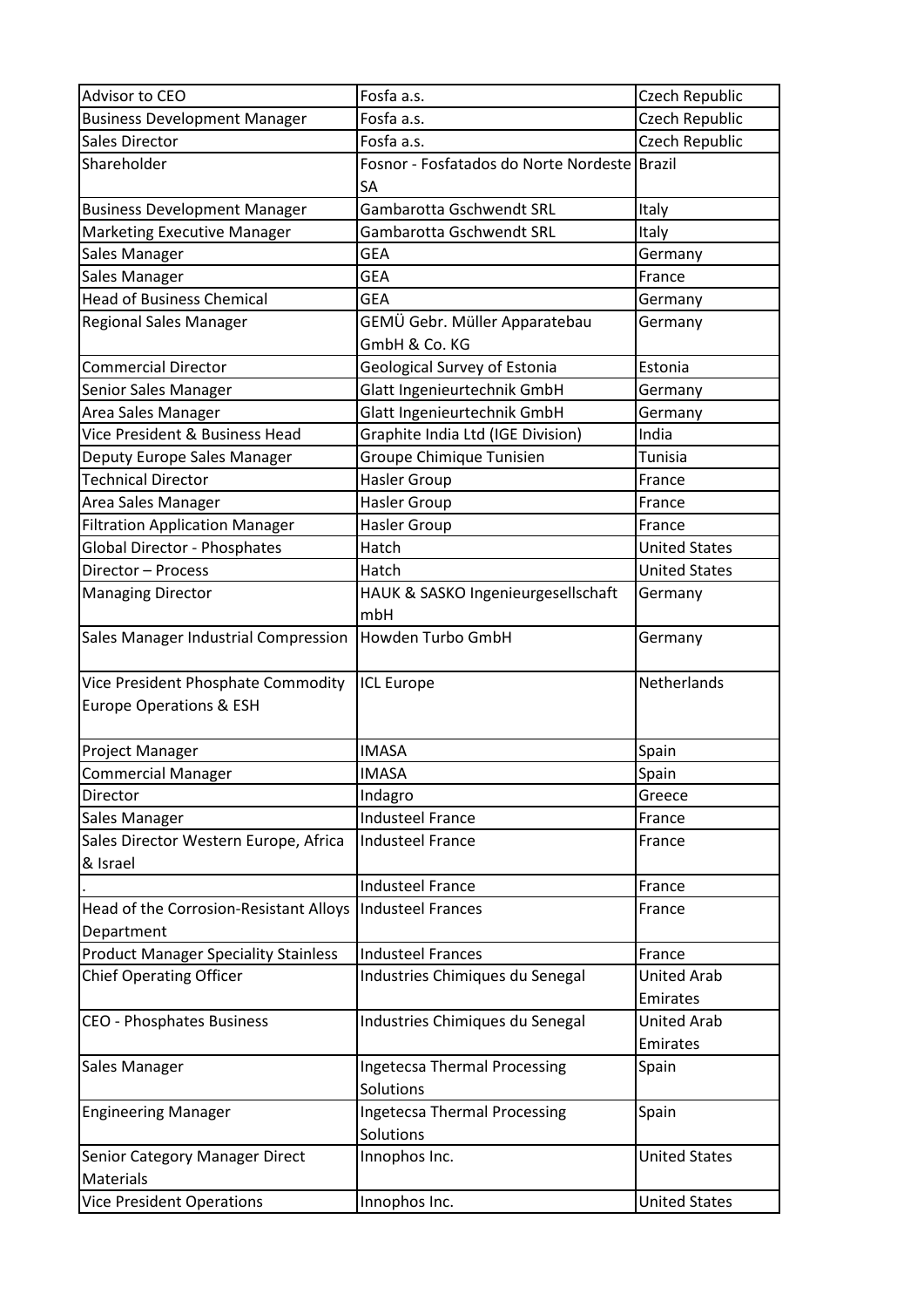| | | |
|---|---|---|
| Advisor to CEO | Fosfa a.s. | Czech Republic |
| Business Development Manager | Fosfa a.s. | Czech Republic |
| Sales Director | Fosfa a.s. | Czech Republic |
| Shareholder | Fosnor - Fosfatados do Norte Nordeste SA | Brazil |
| Business Development Manager | Gambarotta Gschwendt SRL | Italy |
| Marketing Executive Manager | Gambarotta Gschwendt SRL | Italy |
| Sales Manager | GEA | Germany |
| Sales Manager | GEA | France |
| Head of Business Chemical | GEA | Germany |
| Regional Sales Manager | GEMÜ Gebr. Müller Apparatebau GmbH & Co. KG | Germany |
| Commercial Director | Geological Survey of Estonia | Estonia |
| Senior Sales Manager | Glatt Ingenieurtechnik GmbH | Germany |
| Area Sales Manager | Glatt Ingenieurtechnik GmbH | Germany |
| Vice President & Business Head | Graphite India Ltd (IGE Division) | India |
| Deputy Europe Sales Manager | Groupe Chimique Tunisien | Tunisia |
| Technical Director | Hasler Group | France |
| Area Sales Manager | Hasler Group | France |
| Filtration Application Manager | Hasler Group | France |
| Global Director - Phosphates | Hatch | United States |
| Director – Process | Hatch | United States |
| Managing Director | HAUK & SASKO Ingenieurgesellschaft mbH | Germany |
| Sales Manager Industrial Compression | Howden Turbo GmbH | Germany |
| Vice President Phosphate Commodity Europe Operations & ESH | ICL Europe | Netherlands |
| Project Manager | IMASA | Spain |
| Commercial Manager | IMASA | Spain |
| Director | Indagro | Greece |
| Sales Manager | Industeel France | France |
| Sales Director Western Europe, Africa & Israel | Industeel France | France |
| . | Industeel France | France |
| Head of the Corrosion-Resistant Alloys Department | Industeel Frances | France |
| Product Manager Speciality Stainless | Industeel Frances | France |
| Chief Operating Officer | Industries Chimiques du Senegal | United Arab Emirates |
| CEO - Phosphates Business | Industries Chimiques du Senegal | United Arab Emirates |
| Sales Manager | Ingetecsa Thermal Processing Solutions | Spain |
| Engineering Manager | Ingetecsa Thermal Processing Solutions | Spain |
| Senior Category Manager Direct Materials | Innophos Inc. | United States |
| Vice President Operations | Innophos Inc. | United States |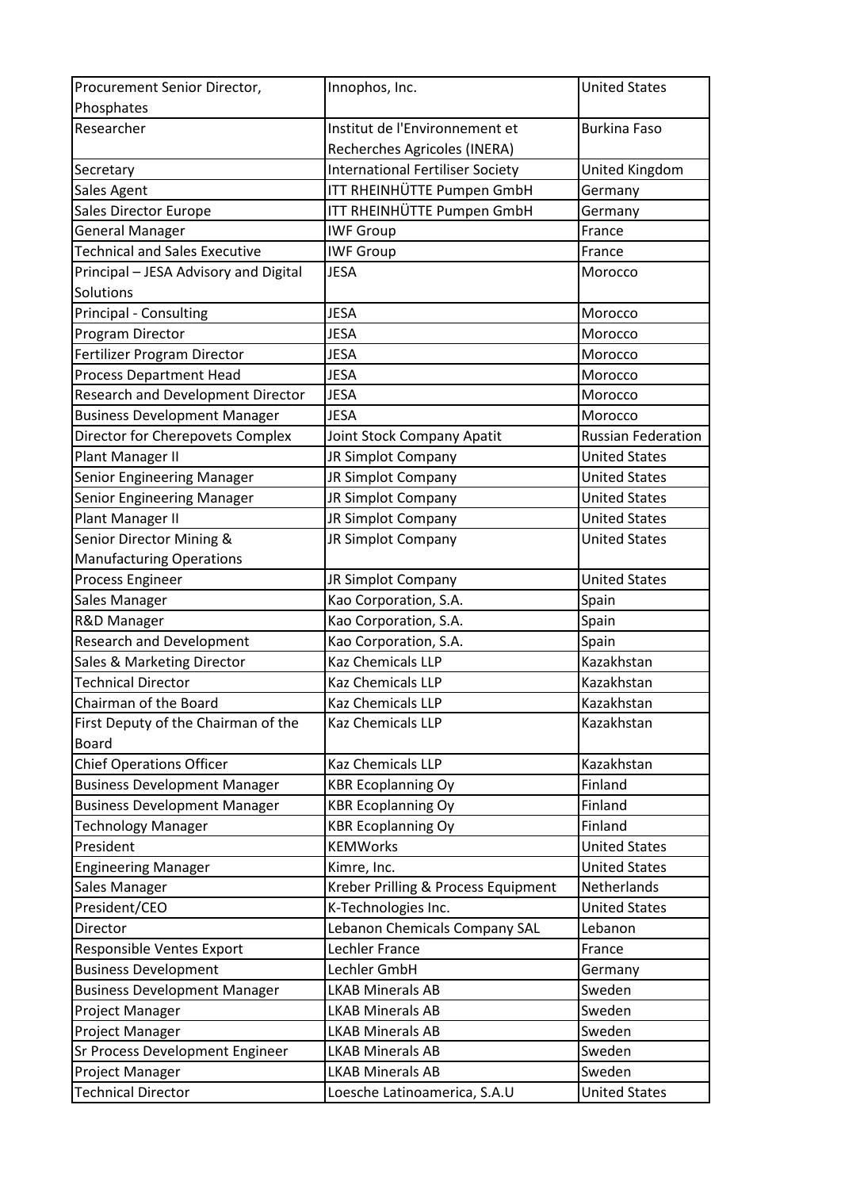| | | |
|---|---|---|
| Procurement Senior Director, Phosphates | Innophos, Inc. | United States |
| Researcher | Institut de l'Environnement et Recherches Agricoles (INERA) | Burkina Faso |
| Secretary | International Fertiliser Society | United Kingdom |
| Sales Agent | ITT RHEINHÜTTE Pumpen GmbH | Germany |
| Sales Director Europe | ITT RHEINHÜTTE Pumpen GmbH | Germany |
| General Manager | IWF Group | France |
| Technical and Sales Executive | IWF Group | France |
| Principal – JESA Advisory and Digital Solutions | JESA | Morocco |
| Principal - Consulting | JESA | Morocco |
| Program Director | JESA | Morocco |
| Fertilizer Program Director | JESA | Morocco |
| Process Department Head | JESA | Morocco |
| Research and Development Director | JESA | Morocco |
| Business Development Manager | JESA | Morocco |
| Director for Cherepovets Complex | Joint Stock Company Apatit | Russian Federation |
| Plant Manager II | JR Simplot Company | United States |
| Senior Engineering Manager | JR Simplot Company | United States |
| Senior Engineering Manager | JR Simplot Company | United States |
| Plant Manager II | JR Simplot Company | United States |
| Senior Director Mining & Manufacturing Operations | JR Simplot Company | United States |
| Process Engineer | JR Simplot Company | United States |
| Sales Manager | Kao Corporation, S.A. | Spain |
| R&D Manager | Kao Corporation, S.A. | Spain |
| Research and Development | Kao Corporation, S.A. | Spain |
| Sales & Marketing Director | Kaz Chemicals LLP | Kazakhstan |
| Technical Director | Kaz Chemicals LLP | Kazakhstan |
| Chairman of the Board | Kaz Chemicals LLP | Kazakhstan |
| First Deputy of the Chairman of the Board | Kaz Chemicals LLP | Kazakhstan |
| Chief Operations Officer | Kaz Chemicals LLP | Kazakhstan |
| Business Development Manager | KBR Ecoplanning Oy | Finland |
| Business Development Manager | KBR Ecoplanning Oy | Finland |
| Technology Manager | KBR Ecoplanning Oy | Finland |
| President | KEMWorks | United States |
| Engineering Manager | Kimre, Inc. | United States |
| Sales Manager | Kreber Prilling & Process Equipment | Netherlands |
| President/CEO | K-Technologies Inc. | United States |
| Director | Lebanon Chemicals Company SAL | Lebanon |
| Responsible Ventes Export | Lechler France | France |
| Business Development | Lechler GmbH | Germany |
| Business Development Manager | LKAB Minerals AB | Sweden |
| Project Manager | LKAB Minerals AB | Sweden |
| Project Manager | LKAB Minerals AB | Sweden |
| Sr Process Development Engineer | LKAB Minerals AB | Sweden |
| Project Manager | LKAB Minerals AB | Sweden |
| Technical Director | Loesche Latinoamerica, S.A.U | United States |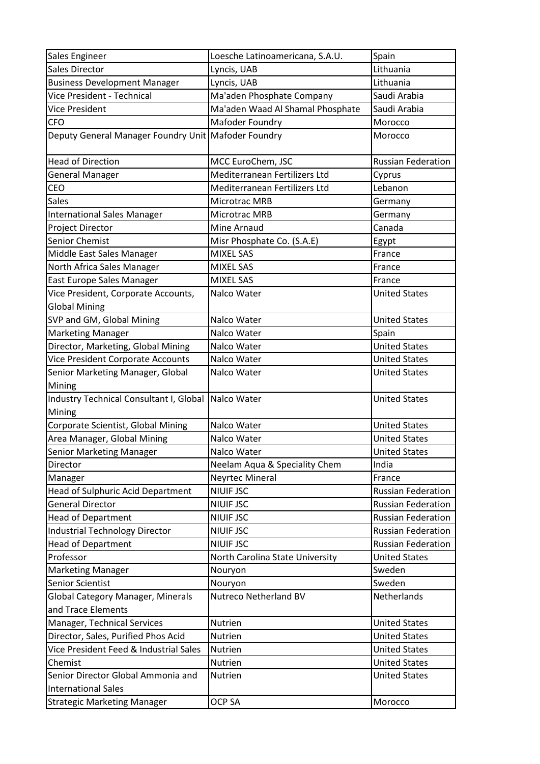| | | |
|---|---|---|
| Sales Engineer | Loesche Latinoamericana, S.A.U. | Spain |
| Sales Director | Lyncis, UAB | Lithuania |
| Business Development Manager | Lyncis, UAB | Lithuania |
| Vice President - Technical | Ma'aden Phosphate Company | Saudi Arabia |
| Vice President | Ma'aden Waad Al Shamal Phosphate | Saudi Arabia |
| CFO | Mafoder Foundry | Morocco |
| Deputy General Manager Foundry Unit | Mafoder Foundry | Morocco |
| Head of Direction | MCC EuroChem, JSC | Russian Federation |
| General Manager | Mediterranean Fertilizers Ltd | Cyprus |
| CEO | Mediterranean Fertilizers Ltd | Lebanon |
| Sales | Microtrac MRB | Germany |
| International Sales Manager | Microtrac MRB | Germany |
| Project Director | Mine Arnaud | Canada |
| Senior Chemist | Misr Phosphate Co. (S.A.E) | Egypt |
| Middle East Sales Manager | MIXEL SAS | France |
| North Africa Sales Manager | MIXEL SAS | France |
| East Europe Sales Manager | MIXEL SAS | France |
| Vice President, Corporate Accounts, Global Mining | Nalco Water | United States |
| SVP and GM, Global Mining | Nalco Water | United States |
| Marketing Manager | Nalco Water | Spain |
| Director, Marketing, Global Mining | Nalco Water | United States |
| Vice President Corporate Accounts | Nalco Water | United States |
| Senior Marketing Manager, Global Mining | Nalco Water | United States |
| Industry Technical Consultant I, Global Mining | Nalco Water | United States |
| Corporate Scientist, Global Mining | Nalco Water | United States |
| Area Manager, Global Mining | Nalco Water | United States |
| Senior Marketing Manager | Nalco Water | United States |
| Director | Neelam Aqua & Speciality Chem | India |
| Manager | Neyrtec Mineral | France |
| Head of Sulphuric Acid Department | NIUIF JSC | Russian Federation |
| General Director | NIUIF JSC | Russian Federation |
| Head of Department | NIUIF JSC | Russian Federation |
| Industrial Technology Director | NIUIF JSC | Russian Federation |
| Head of Department | NIUIF JSC | Russian Federation |
| Professor | North Carolina State University | United States |
| Marketing Manager | Nouryon | Sweden |
| Senior Scientist | Nouryon | Sweden |
| Global Category Manager, Minerals and Trace Elements | Nutreco Netherland BV | Netherlands |
| Manager, Technical Services | Nutrien | United States |
| Director, Sales, Purified Phos Acid | Nutrien | United States |
| Vice President Feed & Industrial Sales | Nutrien | United States |
| Chemist | Nutrien | United States |
| Senior Director Global Ammonia and International Sales | Nutrien | United States |
| Strategic Marketing Manager | OCP SA | Morocco |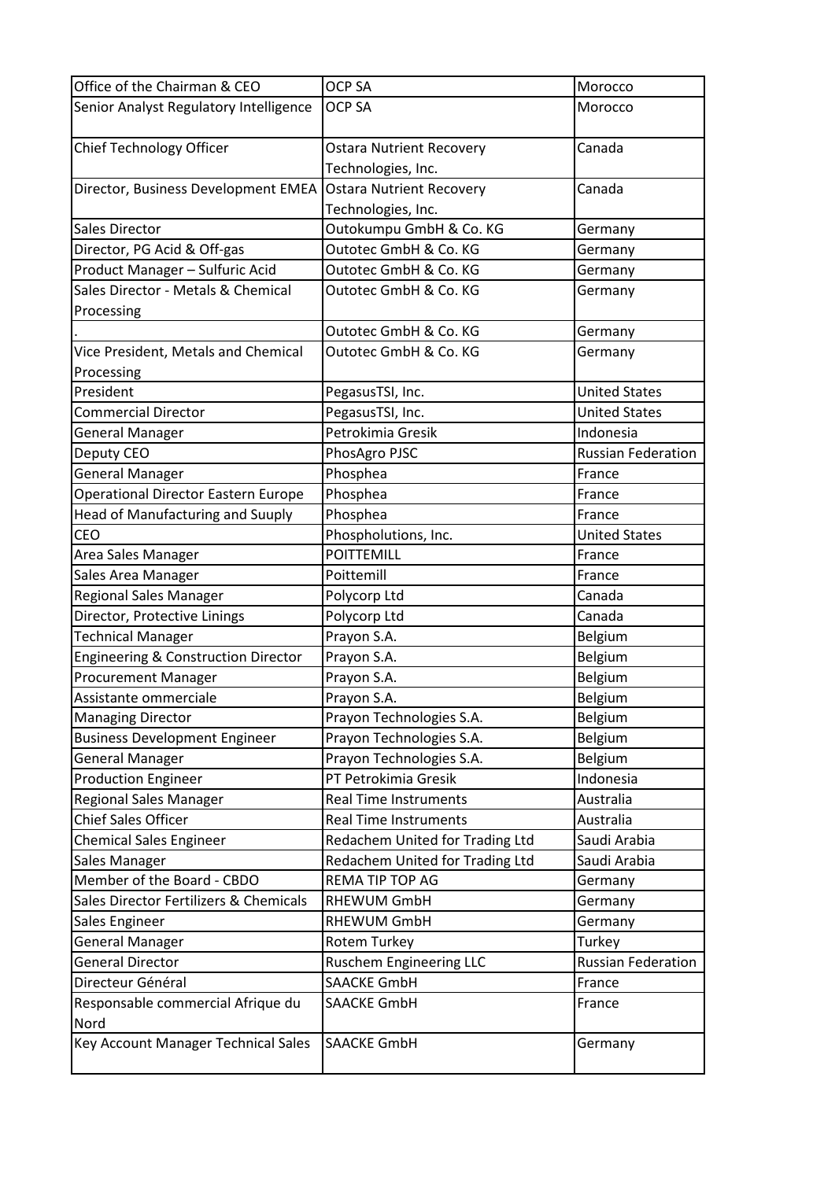| | | |
|---|---|---|
| Office of the Chairman & CEO | OCP SA | Morocco |
| Senior Analyst Regulatory Intelligence | OCP SA | Morocco |
| Chief Technology Officer | Ostara Nutrient Recovery Technologies, Inc. | Canada |
| Director, Business Development EMEA | Ostara Nutrient Recovery Technologies, Inc. | Canada |
| Sales Director | Outokumpu GmbH & Co. KG | Germany |
| Director, PG Acid & Off-gas | Outotec GmbH & Co. KG | Germany |
| Product Manager – Sulfuric Acid | Outotec GmbH & Co. KG | Germany |
| Sales Director - Metals & Chemical Processing | Outotec GmbH & Co. KG | Germany |
| . | Outotec GmbH & Co. KG | Germany |
| Vice President, Metals and Chemical Processing | Outotec GmbH & Co. KG | Germany |
| President | PegasusTSI, Inc. | United States |
| Commercial Director | PegasusTSI, Inc. | United States |
| General Manager | Petrokimia Gresik | Indonesia |
| Deputy CEO | PhosAgro PJSC | Russian Federation |
| General Manager | Phosphea | France |
| Operational Director Eastern Europe | Phosphea | France |
| Head of Manufacturing and Suuply | Phosphea | France |
| CEO | Phospholutions, Inc. | United States |
| Area Sales Manager | POITTEMILL | France |
| Sales Area Manager | Poittemill | France |
| Regional Sales Manager | Polycorp Ltd | Canada |
| Director, Protective Linings | Polycorp Ltd | Canada |
| Technical Manager | Prayon S.A. | Belgium |
| Engineering & Construction Director | Prayon S.A. | Belgium |
| Procurement Manager | Prayon S.A. | Belgium |
| Assistante ommerciale | Prayon S.A. | Belgium |
| Managing Director | Prayon Technologies S.A. | Belgium |
| Business Development Engineer | Prayon Technologies S.A. | Belgium |
| General Manager | Prayon Technologies S.A. | Belgium |
| Production Engineer | PT Petrokimia Gresik | Indonesia |
| Regional Sales Manager | Real Time Instruments | Australia |
| Chief Sales Officer | Real Time Instruments | Australia |
| Chemical Sales Engineer | Redachem United for Trading Ltd | Saudi Arabia |
| Sales Manager | Redachem United for Trading Ltd | Saudi Arabia |
| Member of the Board - CBDO | REMA TIP TOP AG | Germany |
| Sales Director Fertilizers & Chemicals | RHEWUM GmbH | Germany |
| Sales Engineer | RHEWUM GmbH | Germany |
| General Manager | Rotem Turkey | Turkey |
| General Director | Ruschem Engineering LLC | Russian Federation |
| Directeur Général | SAACKE GmbH | France |
| Responsable commercial Afrique du Nord | SAACKE GmbH | France |
| Key Account Manager Technical Sales | SAACKE GmbH | Germany |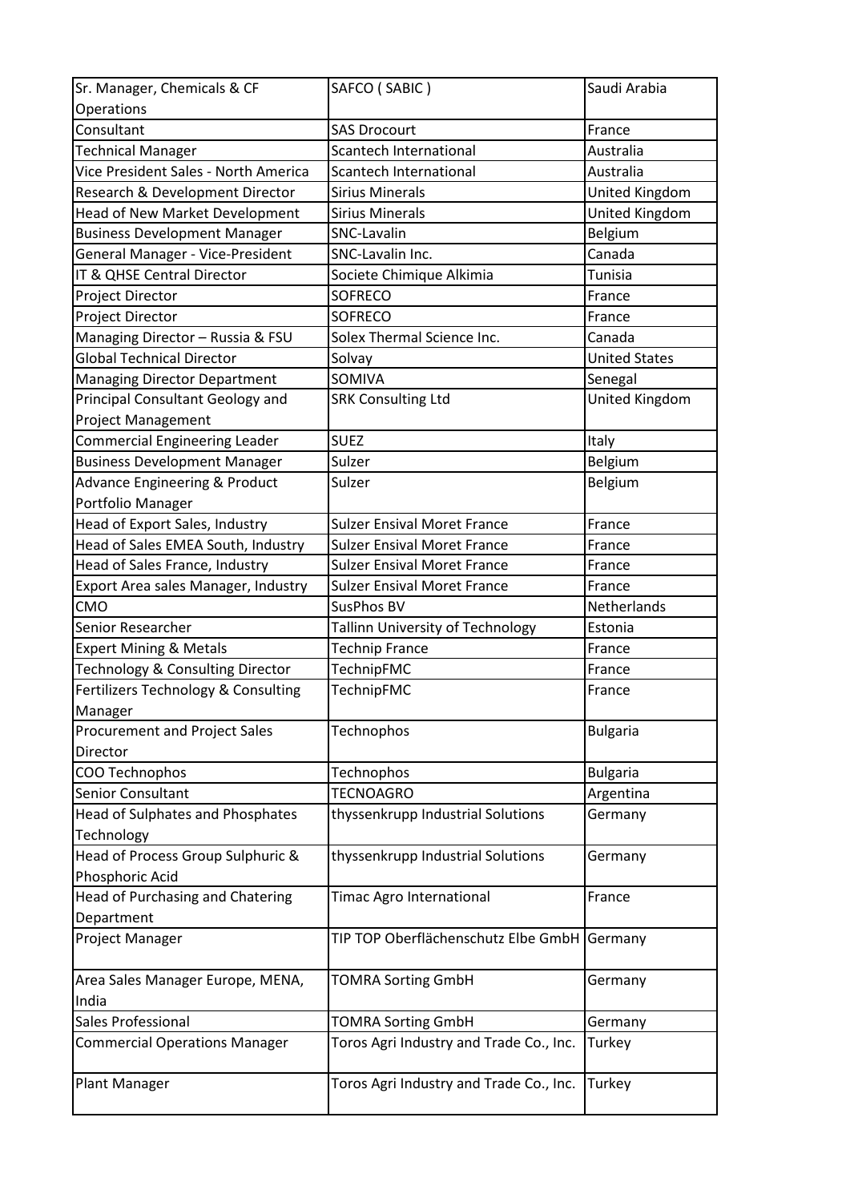| | | |
|---|---|---|
| Sr. Manager, Chemicals & CF Operations | SAFCO ( SABIC ) | Saudi Arabia |
| Consultant | SAS Drocourt | France |
| Technical Manager | Scantech International | Australia |
| Vice President Sales - North America | Scantech International | Australia |
| Research & Development Director | Sirius Minerals | United Kingdom |
| Head of New Market Development | Sirius Minerals | United Kingdom |
| Business Development Manager | SNC-Lavalin | Belgium |
| General Manager - Vice-President | SNC-Lavalin Inc. | Canada |
| IT & QHSE Central Director | Societe Chimique Alkimia | Tunisia |
| Project Director | SOFRECO | France |
| Project Director | SOFRECO | France |
| Managing Director – Russia & FSU | Solex Thermal Science Inc. | Canada |
| Global Technical Director | Solvay | United States |
| Managing Director Department | SOMIVA | Senegal |
| Principal Consultant Geology and Project Management | SRK Consulting Ltd | United Kingdom |
| Commercial Engineering Leader | SUEZ | Italy |
| Business Development Manager | Sulzer | Belgium |
| Advance Engineering & Product Portfolio Manager | Sulzer | Belgium |
| Head of Export Sales, Industry | Sulzer Ensival Moret France | France |
| Head of Sales EMEA South, Industry | Sulzer Ensival Moret France | France |
| Head of Sales France, Industry | Sulzer Ensival Moret France | France |
| Export Area sales Manager, Industry | Sulzer Ensival Moret France | France |
| CMO | SusPhos BV | Netherlands |
| Senior Researcher | Tallinn University of Technology | Estonia |
| Expert Mining & Metals | Technip France | France |
| Technology & Consulting Director | TechnipFMC | France |
| Fertilizers Technology & Consulting Manager | TechnipFMC | France |
| Procurement and Project Sales Director | Technophos | Bulgaria |
| COO Technophos | Technophos | Bulgaria |
| Senior Consultant | TECNOAGRO | Argentina |
| Head of Sulphates and Phosphates Technology | thyssenkrupp Industrial Solutions | Germany |
| Head of Process Group Sulphuric & Phosphoric Acid | thyssenkrupp Industrial Solutions | Germany |
| Head of Purchasing and Chatering Department | Timac Agro International | France |
| Project Manager | TIP TOP Oberflächenschutz Elbe GmbH | Germany |
| Area Sales Manager Europe, MENA, India | TOMRA Sorting GmbH | Germany |
| Sales Professional | TOMRA Sorting GmbH | Germany |
| Commercial Operations Manager | Toros Agri Industry and Trade Co., Inc. | Turkey |
| Plant Manager | Toros Agri Industry and Trade Co., Inc. | Turkey |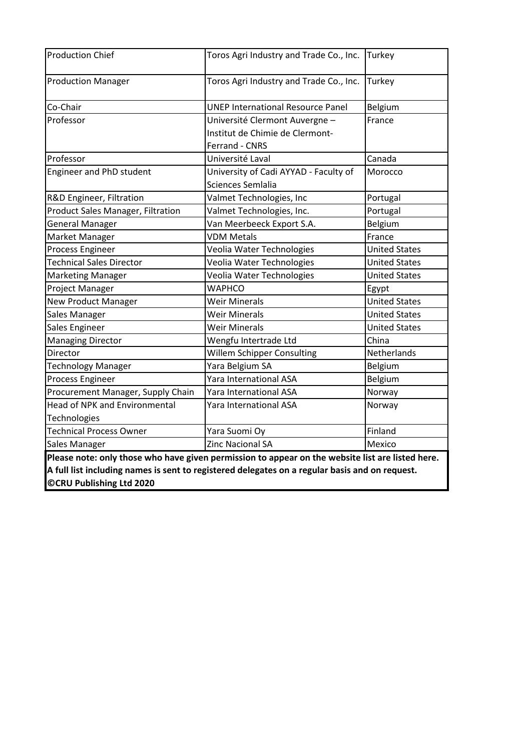| | | |
|---|---|---|
| Production Chief | Toros Agri Industry and Trade Co., Inc. | Turkey |
| Production Manager | Toros Agri Industry and Trade Co., Inc. | Turkey |
| Co-Chair | UNEP International Resource Panel | Belgium |
| Professor | Université Clermont Auvergne – Institut de Chimie de Clermont-Ferrand - CNRS | France |
| Professor | Université Laval | Canada |
| Engineer and PhD student | University of Cadi AYYAD - Faculty of Sciences Semlalia | Morocco |
| R&D Engineer, Filtration | Valmet Technologies, Inc | Portugal |
| Product Sales Manager, Filtration | Valmet Technologies, Inc. | Portugal |
| General Manager | Van Meerbeeck Export S.A. | Belgium |
| Market Manager | VDM Metals | France |
| Process Engineer | Veolia Water Technologies | United States |
| Technical Sales Director | Veolia Water Technologies | United States |
| Marketing Manager | Veolia Water Technologies | United States |
| Project Manager | WAPHCO | Egypt |
| New Product Manager | Weir Minerals | United States |
| Sales Manager | Weir Minerals | United States |
| Sales Engineer | Weir Minerals | United States |
| Managing Director | Wengfu Intertrade Ltd | China |
| Director | Willem Schipper Consulting | Netherlands |
| Technology Manager | Yara Belgium SA | Belgium |
| Process Engineer | Yara International ASA | Belgium |
| Procurement Manager, Supply Chain | Yara International ASA | Norway |
| Head of NPK and Environmental Technologies | Yara International ASA | Norway |
| Technical Process Owner | Yara Suomi Oy | Finland |
| Sales Manager | Zinc Nacional SA | Mexico |

**Please note: only those who have given permission to appear on the website list are listed here.**
**A full list including names is sent to registered delegates on a regular basis and on request.**
**©CRU Publishing Ltd 2020**